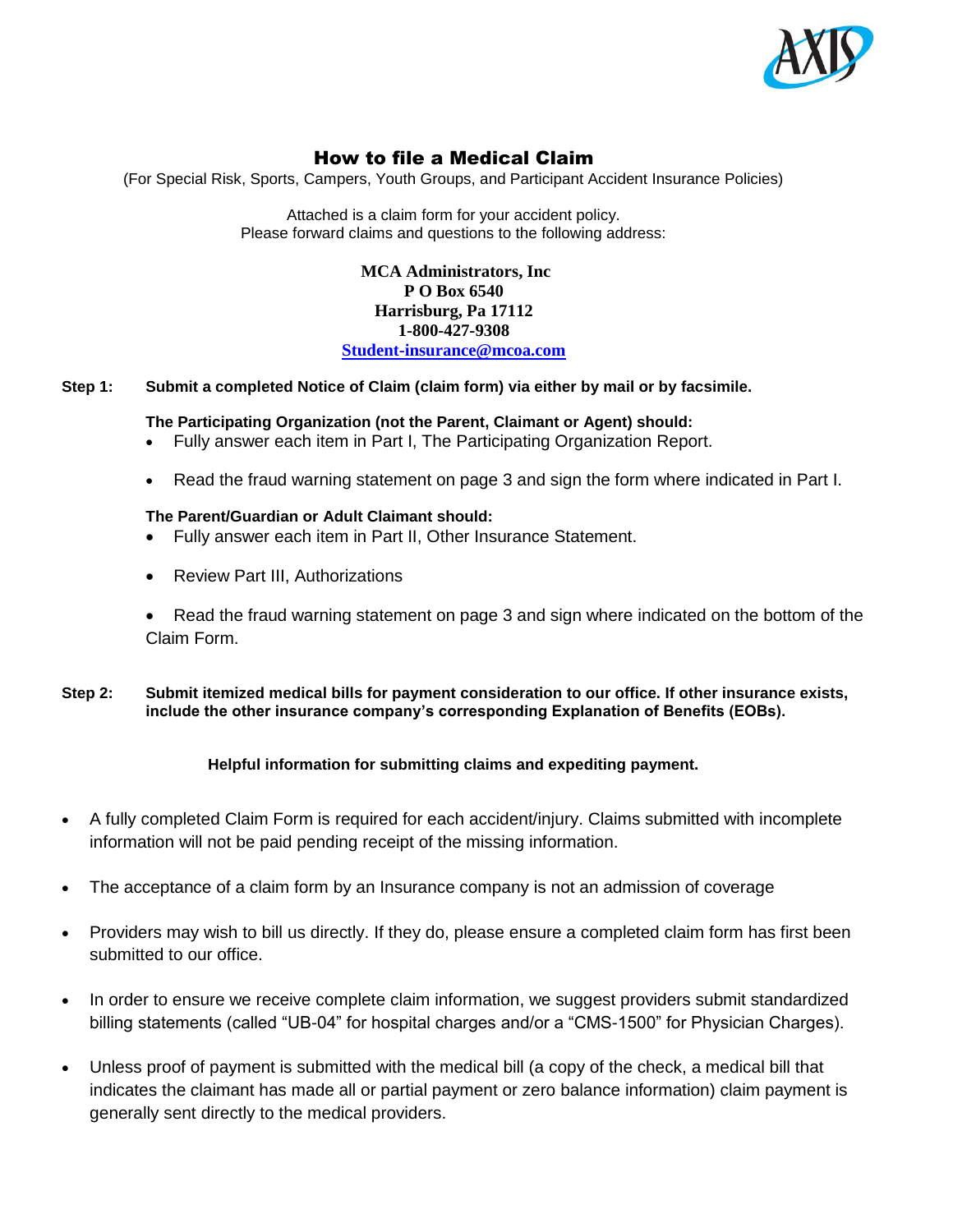# How to file a Medical Claim

(For Special Risk, Sports, Campers, Youth Groups, and Participant Accident Insurance Policies)

Attached is a claim form for your accident policy.
Please forward claims and questions to the following address:

**MCA Administrators, Inc**
**P O Box 6540**
**Harrisburg, Pa 17112**
**1-800-427-9308**
**[Student-insurance@mcoa.com](mailto:Student-insurance@mcoa.com)**

**Step 1: Submit a completed Notice of Claim (claim form) via either by mail or by facsimile.**

**The Participating Organization (not the Parent, Claimant or Agent) should:**

- Fully answer each item in Part I, The Participating Organization Report.
- Read the fraud warning statement on page 3 and sign the form where indicated in Part I.

**The Parent/Guardian or Adult Claimant should:**

- Fully answer each item in Part II, Other Insurance Statement.
- Review Part III, Authorizations
- Read the fraud warning statement on page 3 and sign where indicated on the bottom of the Claim Form.

**Step 2: Submit itemized medical bills for payment consideration to our office. If other insurance exists, include the other insurance company's corresponding Explanation of Benefits (EOBs).**

**Helpful information for submitting claims and expediting payment.**

- A fully completed Claim Form is required for each accident/injury. Claims submitted with incomplete information will not be paid pending receipt of the missing information.
- The acceptance of a claim form by an Insurance company is not an admission of coverage
- Providers may wish to bill us directly. If they do, please ensure a completed claim form has first been submitted to our office.
- In order to ensure we receive complete claim information, we suggest providers submit standardized billing statements (called "UB-04" for hospital charges and/or a "CMS-1500" for Physician Charges).
- Unless proof of payment is submitted with the medical bill (a copy of the check, a medical bill that indicates the claimant has made all or partial payment or zero balance information) claim payment is generally sent directly to the medical providers.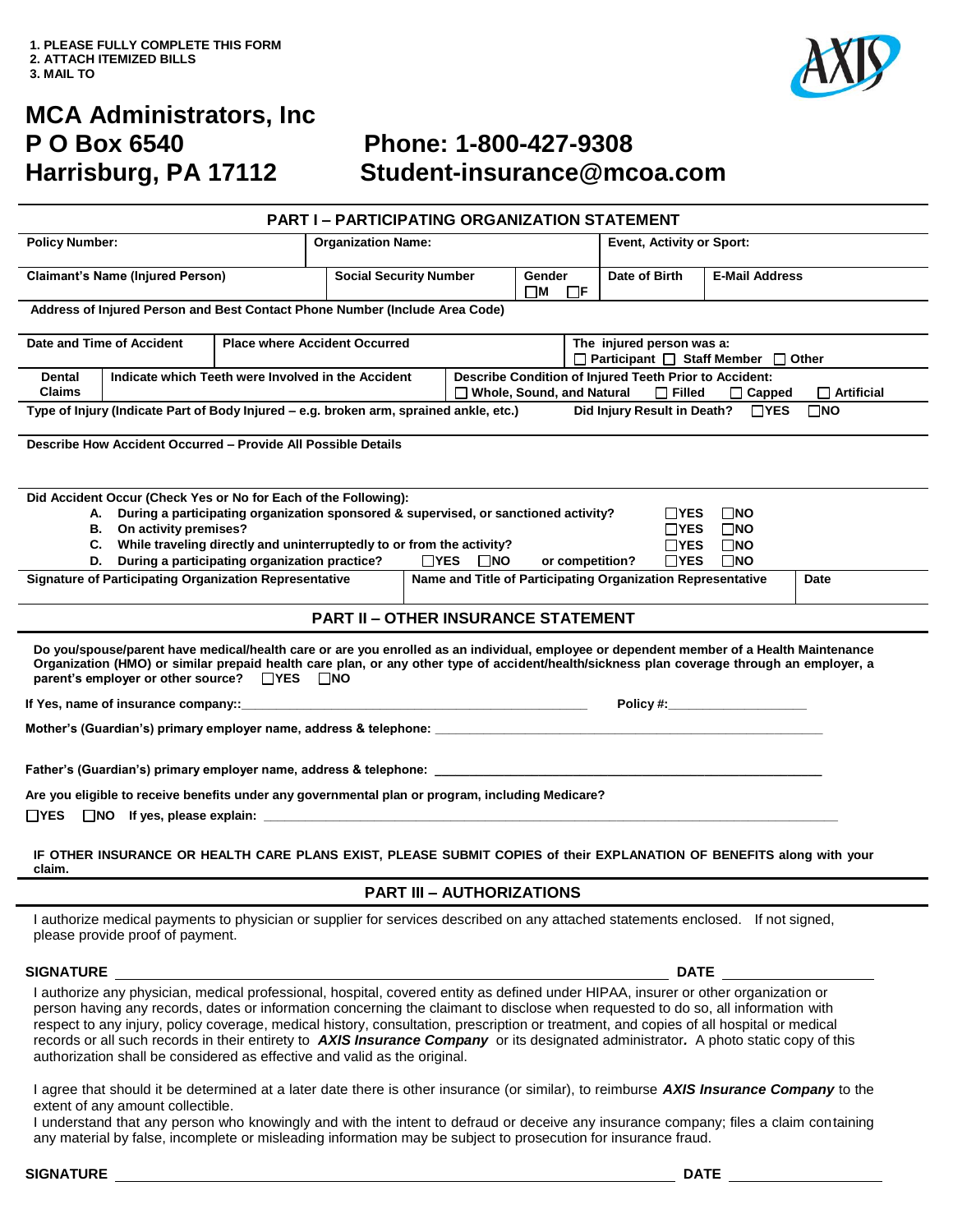1. PLEASE FULLY COMPLETE THIS FORM
2. ATTACH ITEMIZED BILLS
3. MAIL TO

# MCA Administrators, Inc
# P O Box 6540 Phone: 1-800-427-9308
# Harrisburg, PA 17112 Student-insurance@mcoa.com

## PART I – PARTICIPATING ORGANIZATION STATEMENT

| Policy Number: | Organization Name: | Event, Activity or Sport: |
|---|---|---|
| | | |

| Claimant's Name (Injured Person) | Social Security Number | Gender ☐M ☐F | Date of Birth | E-Mail Address |
|---|---|---|---|---|
| | | | | |

**Address of Injured Person and Best Contact Phone Number (Include Area Code)**

| Date and Time of Accident | Place where Accident Occurred | The injured person was a: ☐ Participant ☐ Staff Member ☐ Other |
|---|---|---|
| | | |

| Dental Claims | Indicate which Teeth were Involved in the Accident | Describe Condition of Injured Teeth Prior to Accident: ☐ Whole, Sound, and Natural ☐ Filled ☐ Capped ☐ Artificial |
|---|---|---|
| | | |

**Type of Injury (Indicate Part of Body Injured – e.g. broken arm, sprained ankle, etc.)** **Did Injury Result in Death?** ☐YES ☐NO

**Describe How Accident Occurred – Provide All Possible Details**

**Did Accident Occur (Check Yes or No for Each of the Following):**

- **A. During a participating organization sponsored & supervised, or sanctioned activity?** ☐YES ☐NO
- **B. On activity premises?** ☐YES ☐NO
- **C. While traveling directly and uninterruptedly to or from the activity?** ☐YES ☐NO
- **D. During a participating organization practice?** ☐YES ☐NO **or competition?** ☐YES ☐NO

| Signature of Participating Organization Representative | Name and Title of Participating Organization Representative | Date |
|---|---|---|
| | | |

## PART II – OTHER INSURANCE STATEMENT

**Do you/spouse/parent have medical/health care or are you enrolled as an individual, employee or dependent member of a Health Maintenance Organization (HMO) or similar prepaid health care plan, or any other type of accident/health/sickness plan coverage through an employer, a parent's employer or other source?** ☐YES ☐NO

**If Yes, name of insurance company::**\_\_\_\_\_\_\_\_\_\_\_\_\_\_\_\_\_\_\_\_ **Policy #:**\_\_\_\_\_\_\_\_\_\_\_\_

**Mother's (Guardian's) primary employer name, address & telephone:** \_\_\_\_\_\_\_\_\_\_\_\_\_\_\_\_\_\_\_\_

**Father's (Guardian's) primary employer name, address & telephone:** \_\_\_\_\_\_\_\_\_\_\_\_\_\_\_\_\_\_\_\_

**Are you eligible to receive benefits under any governmental plan or program, including Medicare?**

☐YES ☐NO **If yes, please explain:** \_\_\_\_\_\_\_\_\_\_\_\_\_\_\_\_\_\_\_\_

**IF OTHER INSURANCE OR HEALTH CARE PLANS EXIST, PLEASE SUBMIT COPIES of their EXPLANATION OF BENEFITS along with your claim.**

## PART III – AUTHORIZATIONS

I authorize medical payments to physician or supplier for services described on any attached statements enclosed. If not signed, please provide proof of payment.

**SIGNATURE** \_\_\_\_\_\_\_\_\_\_\_\_\_\_\_\_\_\_\_\_ **DATE** \_\_\_\_\_\_\_\_\_\_

I authorize any physician, medical professional, hospital, covered entity as defined under HIPAA, insurer or other organization or person having any records, dates or information concerning the claimant to disclose when requested to do so, all information with respect to any injury, policy coverage, medical history, consultation, prescription or treatment, and copies of all hospital or medical records or all such records in their entirety to ***AXIS Insurance Company*** or its designated administrator***.*** A photo static copy of this authorization shall be considered as effective and valid as the original.

I agree that should it be determined at a later date there is other insurance (or similar), to reimburse ***AXIS Insurance Company*** to the extent of any amount collectible.

I understand that any person who knowingly and with the intent to defraud or deceive any insurance company; files a claim containing any material by false, incomplete or misleading information may be subject to prosecution for insurance fraud.

**SIGNATURE** \_\_\_\_\_\_\_\_\_\_\_\_\_\_\_\_\_\_\_\_ **DATE** \_\_\_\_\_\_\_\_\_\_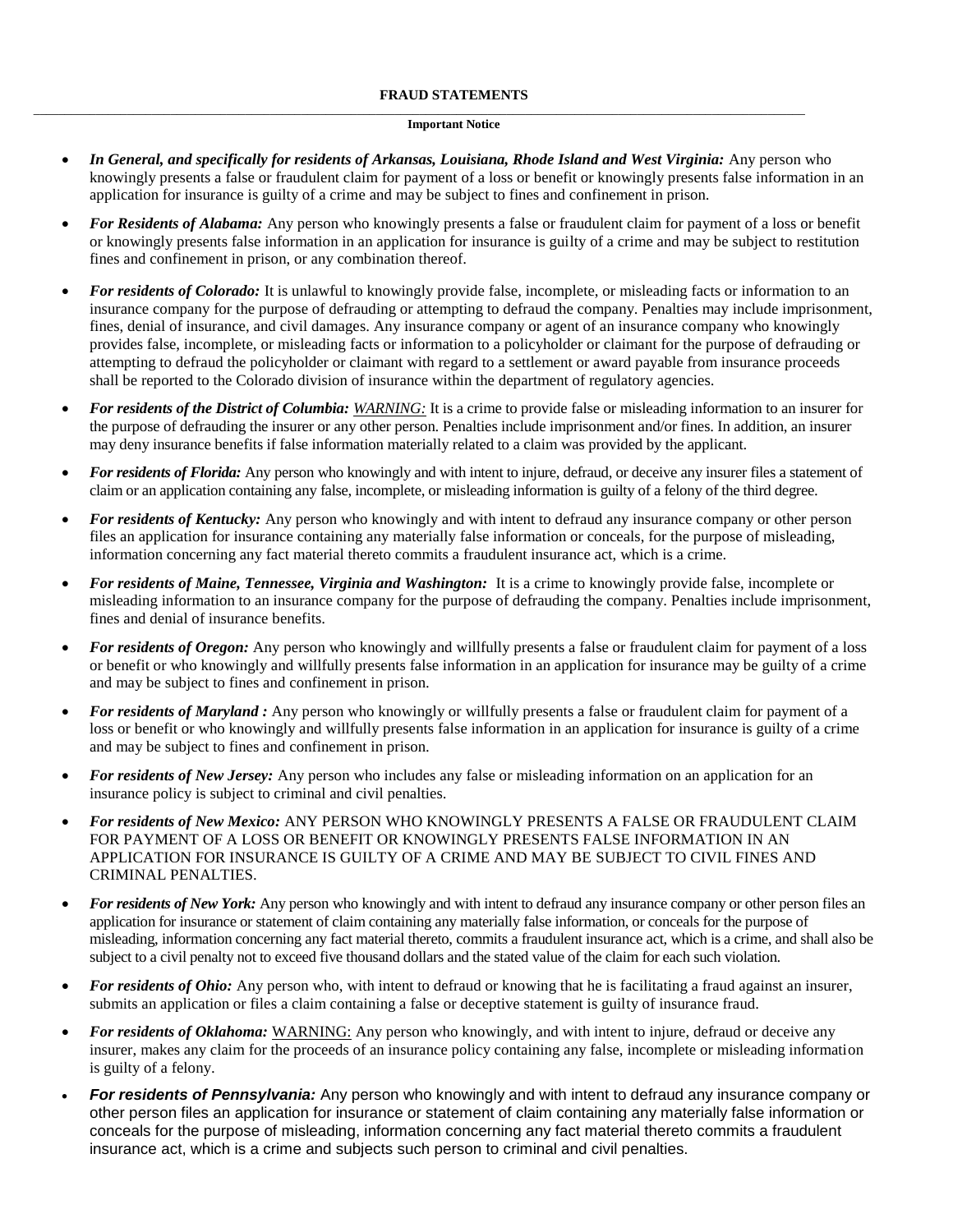## FRAUD STATEMENTS

**Important Notice**

- ***In General, and specifically for residents of Arkansas, Louisiana, Rhode Island and West Virginia:*** Any person who knowingly presents a false or fraudulent claim for payment of a loss or benefit or knowingly presents false information in an application for insurance is guilty of a crime and may be subject to fines and confinement in prison.
- ***For Residents of Alabama:*** Any person who knowingly presents a false or fraudulent claim for payment of a loss or benefit or knowingly presents false information in an application for insurance is guilty of a crime and may be subject to restitution fines and confinement in prison, or any combination thereof.
- ***For residents of Colorado:*** It is unlawful to knowingly provide false, incomplete, or misleading facts or information to an insurance company for the purpose of defrauding or attempting to defraud the company. Penalties may include imprisonment, fines, denial of insurance, and civil damages. Any insurance company or agent of an insurance company who knowingly provides false, incomplete, or misleading facts or information to a policyholder or claimant for the purpose of defrauding or attempting to defraud the policyholder or claimant with regard to a settlement or award payable from insurance proceeds shall be reported to the Colorado division of insurance within the department of regulatory agencies.
- ***For residents of the District of Columbia:*** *WARNING:* It is a crime to provide false or misleading information to an insurer for the purpose of defrauding the insurer or any other person. Penalties include imprisonment and/or fines. In addition, an insurer may deny insurance benefits if false information materially related to a claim was provided by the applicant.
- ***For residents of Florida:*** Any person who knowingly and with intent to injure, defraud, or deceive any insurer files a statement of claim or an application containing any false, incomplete, or misleading information is guilty of a felony of the third degree.
- ***For residents of Kentucky:*** Any person who knowingly and with intent to defraud any insurance company or other person files an application for insurance containing any materially false information or conceals, for the purpose of misleading, information concerning any fact material thereto commits a fraudulent insurance act, which is a crime.
- ***For residents of Maine, Tennessee, Virginia and Washington:*** It is a crime to knowingly provide false, incomplete or misleading information to an insurance company for the purpose of defrauding the company. Penalties include imprisonment, fines and denial of insurance benefits.
- ***For residents of Oregon:*** Any person who knowingly and willfully presents a false or fraudulent claim for payment of a loss or benefit or who knowingly and willfully presents false information in an application for insurance may be guilty of a crime and may be subject to fines and confinement in prison.
- ***For residents of Maryland :*** Any person who knowingly or willfully presents a false or fraudulent claim for payment of a loss or benefit or who knowingly and willfully presents false information in an application for insurance is guilty of a crime and may be subject to fines and confinement in prison.
- ***For residents of New Jersey:*** Any person who includes any false or misleading information on an application for an insurance policy is subject to criminal and civil penalties.
- ***For residents of New Mexico:*** ANY PERSON WHO KNOWINGLY PRESENTS A FALSE OR FRAUDULENT CLAIM FOR PAYMENT OF A LOSS OR BENEFIT OR KNOWINGLY PRESENTS FALSE INFORMATION IN AN APPLICATION FOR INSURANCE IS GUILTY OF A CRIME AND MAY BE SUBJECT TO CIVIL FINES AND CRIMINAL PENALTIES.
- ***For residents of New York:*** Any person who knowingly and with intent to defraud any insurance company or other person files an application for insurance or statement of claim containing any materially false information, or conceals for the purpose of misleading, information concerning any fact material thereto, commits a fraudulent insurance act, which is a crime, and shall also be subject to a civil penalty not to exceed five thousand dollars and the stated value of the claim for each such violation.
- ***For residents of Ohio:*** Any person who, with intent to defraud or knowing that he is facilitating a fraud against an insurer, submits an application or files a claim containing a false or deceptive statement is guilty of insurance fraud.
- ***For residents of Oklahoma:*** WARNING: Any person who knowingly, and with intent to injure, defraud or deceive any insurer, makes any claim for the proceeds of an insurance policy containing any false, incomplete or misleading information is guilty of a felony.
- ***For residents of Pennsylvania:*** Any person who knowingly and with intent to defraud any insurance company or other person files an application for insurance or statement of claim containing any materially false information or conceals for the purpose of misleading, information concerning any fact material thereto commits a fraudulent insurance act, which is a crime and subjects such person to criminal and civil penalties.